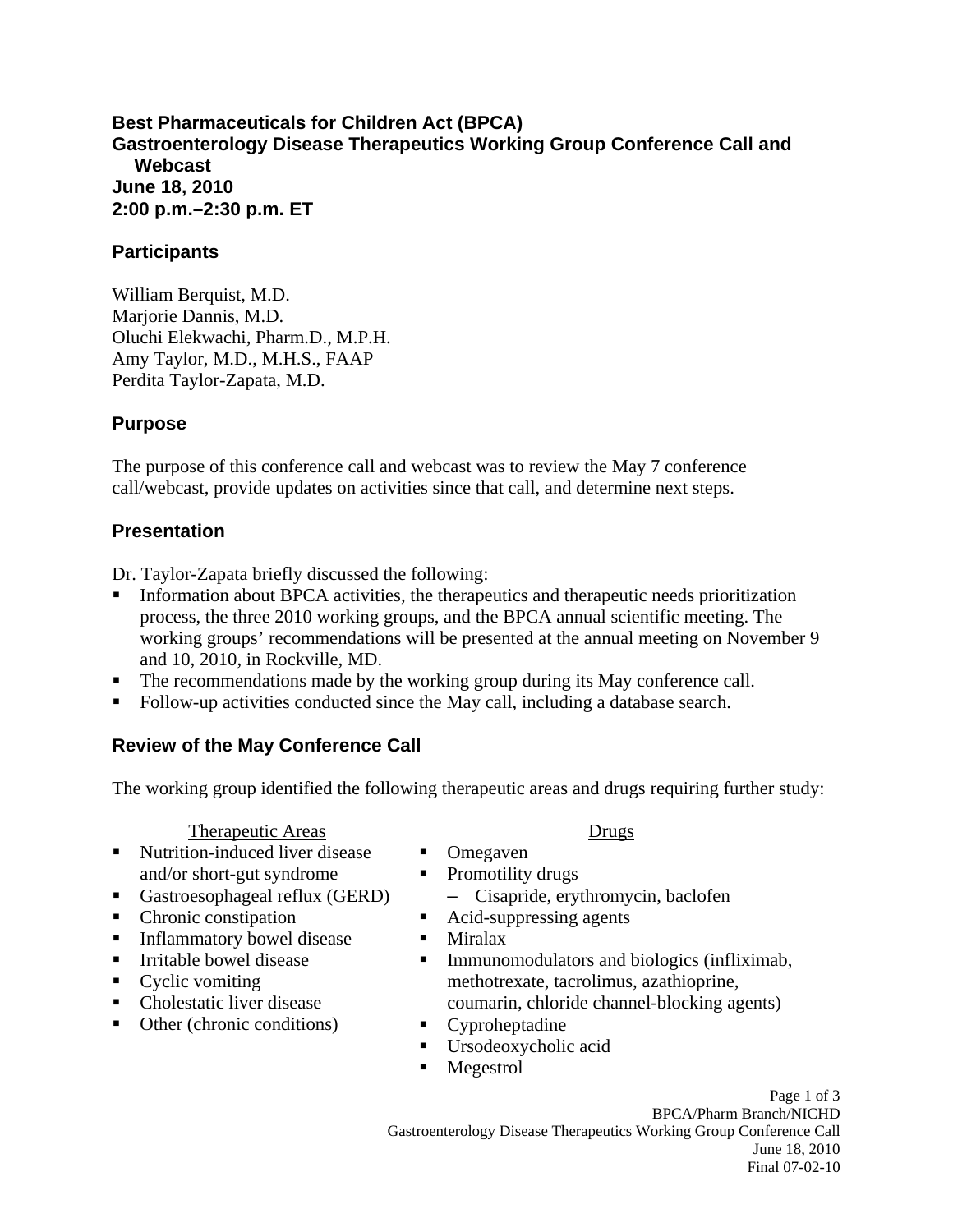# Best Pharmaceuticals for Children Act (BPCA)
# Gastroenterology Disease Therapeutics Working Group Conference Call and Webcast
**June 18, 2010**
**2:00 p.m.–2:30 p.m. ET**

## Participants

William Berquist, M.D.
Marjorie Dannis, M.D.
Oluchi Elekwachi, Pharm.D., M.P.H.
Amy Taylor, M.D., M.H.S., FAAP
Perdita Taylor-Zapata, M.D.

## Purpose

The purpose of this conference call and webcast was to review the May 7 conference call/webcast, provide updates on activities since that call, and determine next steps.

## Presentation

Dr. Taylor-Zapata briefly discussed the following:

- Information about BPCA activities, the therapeutics and therapeutic needs prioritization process, the three 2010 working groups, and the BPCA annual scientific meeting. The working groups' recommendations will be presented at the annual meeting on November 9 and 10, 2010, in Rockville, MD.
- The recommendations made by the working group during its May conference call.
- Follow-up activities conducted since the May call, including a database search.

## Review of the May Conference Call

The working group identified the following therapeutic areas and drugs requiring further study:

Therapeutic Areas

- Nutrition-induced liver disease and/or short-gut syndrome
- Gastroesophageal reflux (GERD)
- Chronic constipation
- Inflammatory bowel disease
- Irritable bowel disease
- Cyclic vomiting
- Cholestatic liver disease
- Other (chronic conditions)

Drugs

- Omegaven
- Promotility drugs
  - Cisapride, erythromycin, baclofen
- Acid-suppressing agents
- Miralax
- Immunomodulators and biologics (infliximab, methotrexate, tacrolimus, azathioprine, coumarin, chloride channel-blocking agents)
- Cyproheptadine
- Ursodeoxycholic acid
- Megestrol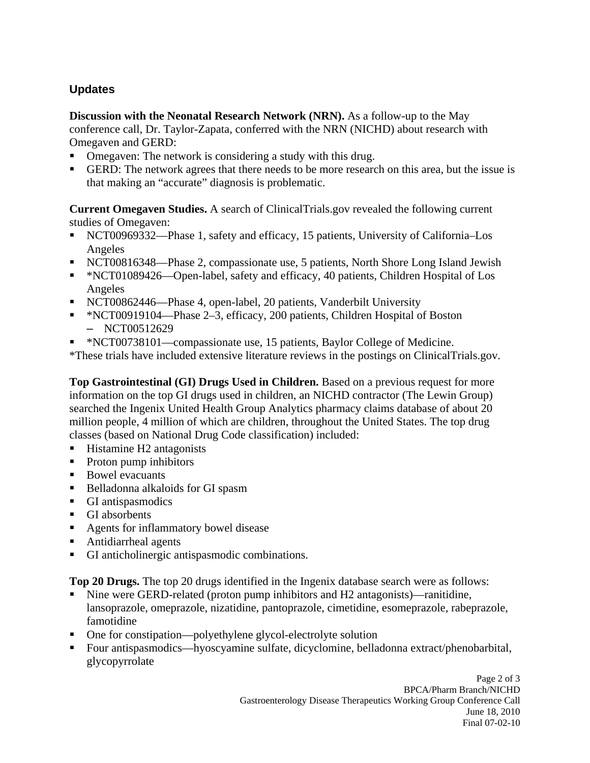## Updates

**Discussion with the Neonatal Research Network (NRN).** As a follow-up to the May conference call, Dr. Taylor-Zapata, conferred with the NRN (NICHD) about research with Omegaven and GERD:

- Omegaven: The network is considering a study with this drug.
- GERD: The network agrees that there needs to be more research on this area, but the issue is that making an "accurate" diagnosis is problematic.

**Current Omegaven Studies.** A search of ClinicalTrials.gov revealed the following current studies of Omegaven:

- NCT00969332—Phase 1, safety and efficacy, 15 patients, University of California–Los Angeles
- NCT00816348—Phase 2, compassionate use, 5 patients, North Shore Long Island Jewish
- *NCT01089426—Open-label, safety and efficacy, 40 patients, Children Hospital of Los Angeles
- NCT00862446—Phase 4, open-label, 20 patients, Vanderbilt University
- *NCT00919104—Phase 2–3, efficacy, 200 patients, Children Hospital of Boston
  - NCT00512629
- *NCT00738101—compassionate use, 15 patients, Baylor College of Medicine.

*These trials have included extensive literature reviews in the postings on ClinicalTrials.gov.

**Top Gastrointestinal (GI) Drugs Used in Children.** Based on a previous request for more information on the top GI drugs used in children, an NICHD contractor (The Lewin Group) searched the Ingenix United Health Group Analytics pharmacy claims database of about 20 million people, 4 million of which are children, throughout the United States. The top drug classes (based on National Drug Code classification) included:

- Histamine H2 antagonists
- Proton pump inhibitors
- Bowel evacuants
- Belladonna alkaloids for GI spasm
- GI antispasmodics
- GI absorbents
- Agents for inflammatory bowel disease
- Antidiarrheal agents
- GI anticholinergic antispasmodic combinations.

**Top 20 Drugs.** The top 20 drugs identified in the Ingenix database search were as follows:

- Nine were GERD-related (proton pump inhibitors and H2 antagonists)—ranitidine, lansoprazole, omeprazole, nizatidine, pantoprazole, cimetidine, esomeprazole, rabeprazole, famotidine
- One for constipation—polyethylene glycol-electrolyte solution
- Four antispasmodics—hyoscyamine sulfate, dicyclomine, belladonna extract/phenobarbital, glycopyrrolate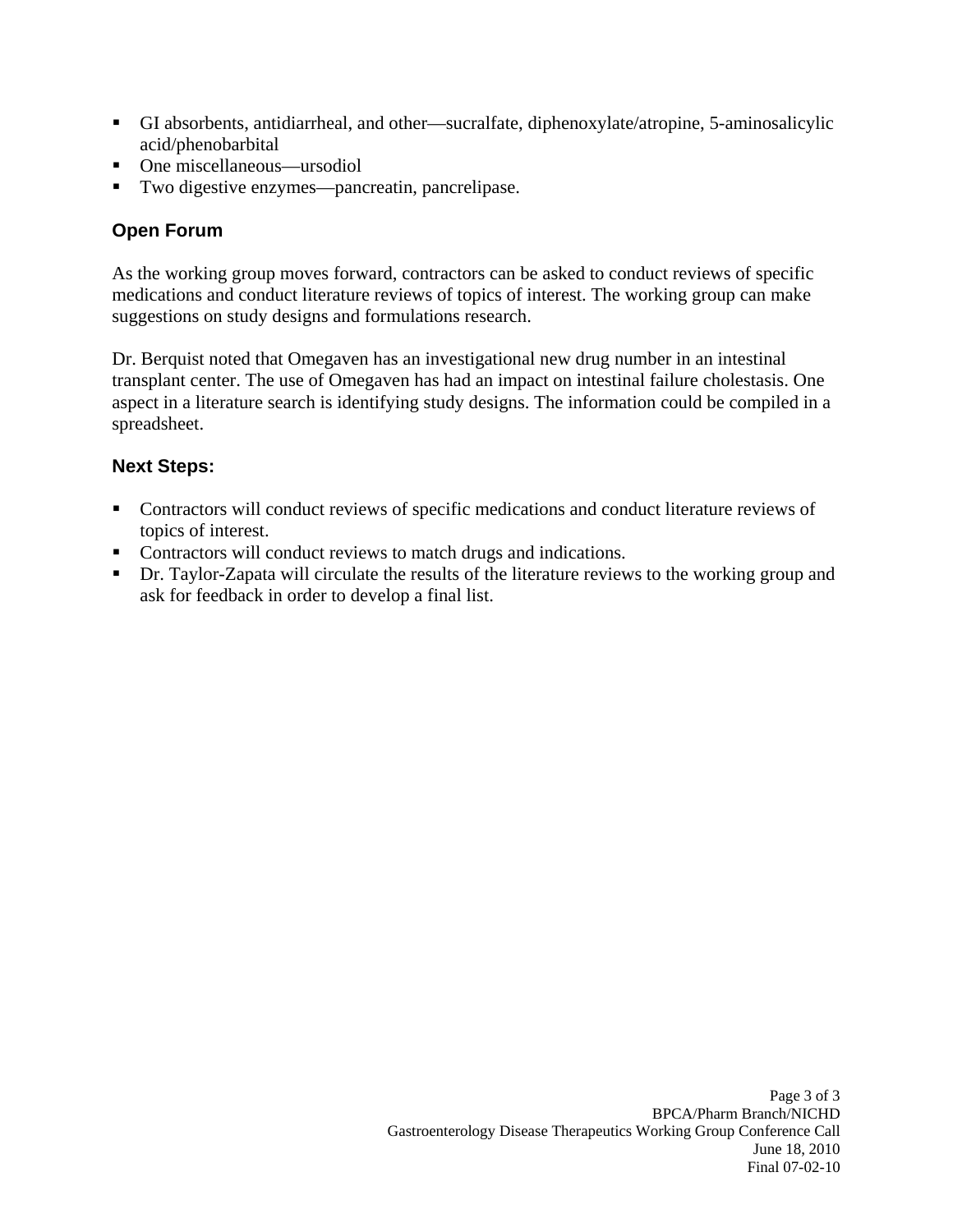- GI absorbents, antidiarrheal, and other—sucralfate, diphenoxylate/atropine, 5-aminosalicylic acid/phenobarbital
- One miscellaneous—ursodiol
- Two digestive enzymes—pancreatin, pancrelipase.

## Open Forum

As the working group moves forward, contractors can be asked to conduct reviews of specific medications and conduct literature reviews of topics of interest. The working group can make suggestions on study designs and formulations research.

Dr. Berquist noted that Omegaven has an investigational new drug number in an intestinal transplant center. The use of Omegaven has had an impact on intestinal failure cholestasis. One aspect in a literature search is identifying study designs. The information could be compiled in a spreadsheet.

## Next Steps:

- Contractors will conduct reviews of specific medications and conduct literature reviews of topics of interest.
- Contractors will conduct reviews to match drugs and indications.
- Dr. Taylor-Zapata will circulate the results of the literature reviews to the working group and ask for feedback in order to develop a final list.